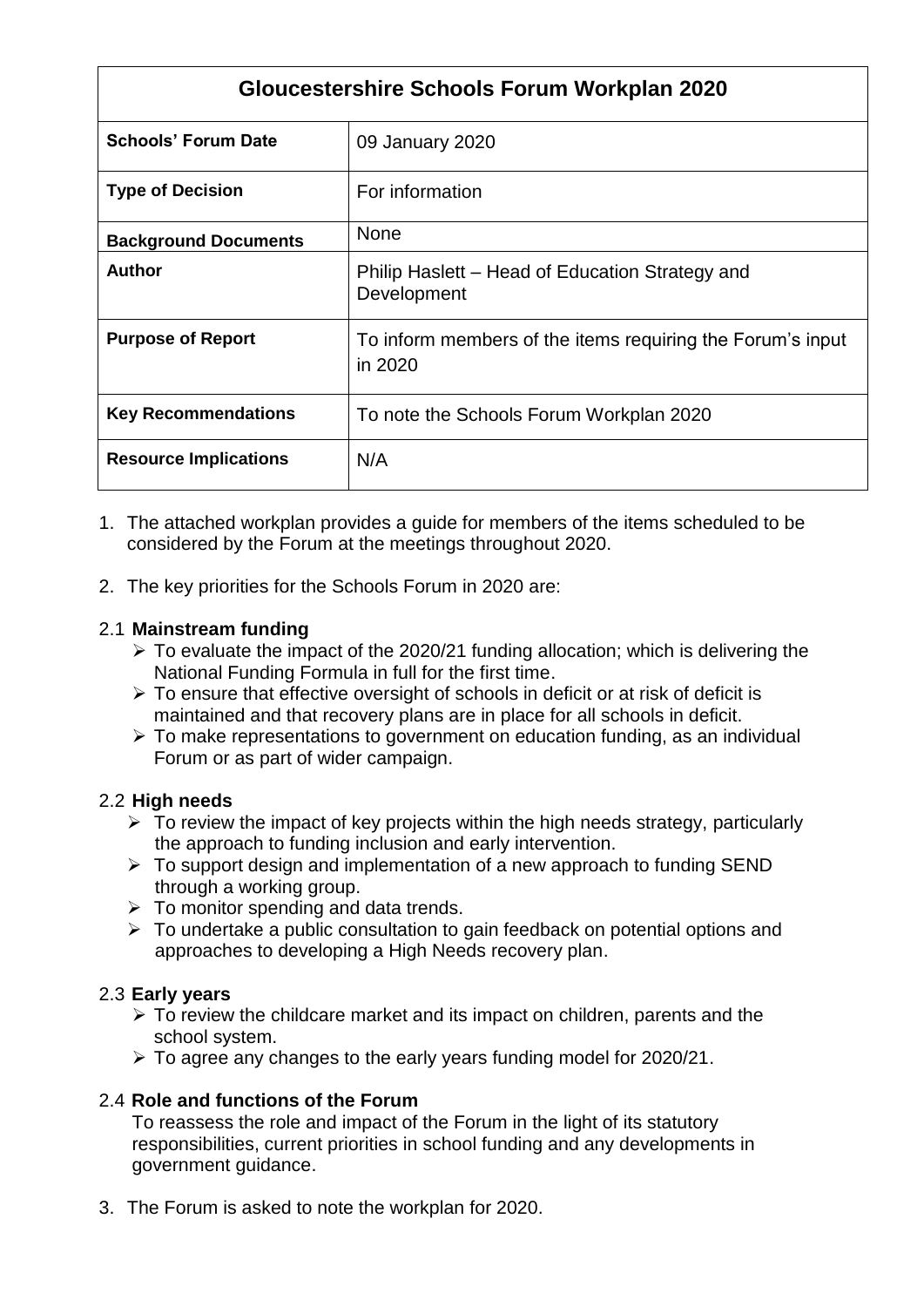| Gloucestershire Schools Forum Workplan 2020 | |
|---|---|
| **Schools' Forum Date** | 09 January 2020 |
| **Type of Decision** | For information |
| **Background Documents** | None |
| **Author** | Philip Haslett – Head of Education Strategy and Development |
| **Purpose of Report** | To inform members of the items requiring the Forum's input in 2020 |
| **Key Recommendations** | To note the Schools Forum Workplan 2020 |
| **Resource Implications** | N/A |

1. The attached workplan provides a guide for members of the items scheduled to be considered by the Forum at the meetings throughout 2020.

2. The key priorities for the Schools Forum in 2020 are:

2.1 **Mainstream funding**

- To evaluate the impact of the 2020/21 funding allocation; which is delivering the National Funding Formula in full for the first time.
- To ensure that effective oversight of schools in deficit or at risk of deficit is maintained and that recovery plans are in place for all schools in deficit.
- To make representations to government on education funding, as an individual Forum or as part of wider campaign.

2.2 **High needs**

- To review the impact of key projects within the high needs strategy, particularly the approach to funding inclusion and early intervention.
- To support design and implementation of a new approach to funding SEND through a working group.
- To monitor spending and data trends.
- To undertake a public consultation to gain feedback on potential options and approaches to developing a High Needs recovery plan.

2.3 **Early years**

- To review the childcare market and its impact on children, parents and the school system.
- To agree any changes to the early years funding model for 2020/21.

2.4 **Role and functions of the Forum**

To reassess the role and impact of the Forum in the light of its statutory responsibilities, current priorities in school funding and any developments in government guidance.

3. The Forum is asked to note the workplan for 2020.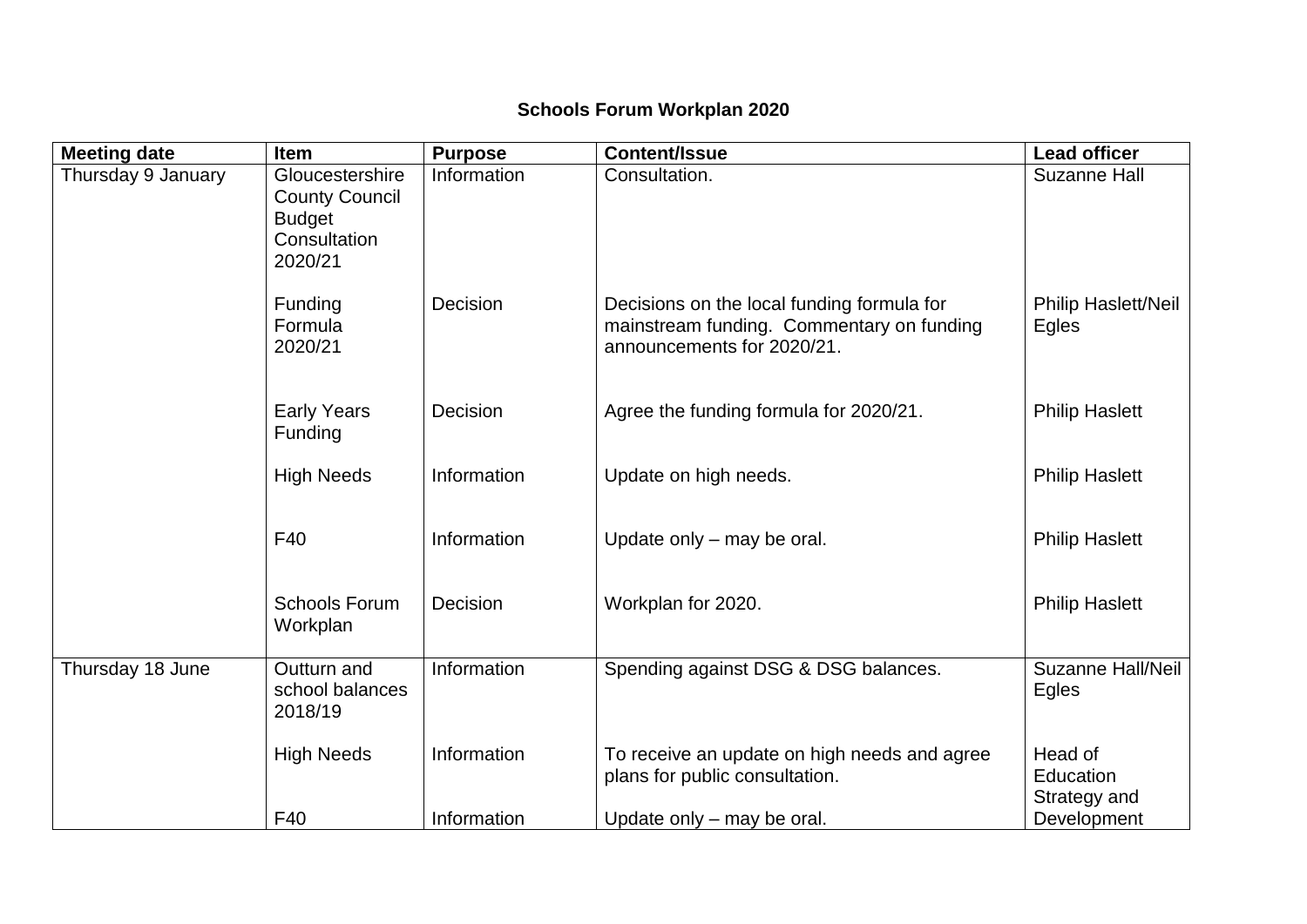## Schools Forum Workplan 2020

| Meeting date | Item | Purpose | Content/Issue | Lead officer |
|---|---|---|---|---|
| Thursday 9 January | Gloucestershire County Council Budget Consultation 2020/21 | Information | Consultation. | Suzanne Hall |
| | Funding Formula 2020/21 | Decision | Decisions on the local funding formula for mainstream funding. Commentary on funding announcements for 2020/21. | Philip Haslett/Neil Egles |
| | Early Years Funding | Decision | Agree the funding formula for 2020/21. | Philip Haslett |
| | High Needs | Information | Update on high needs. | Philip Haslett |
| | F40 | Information | Update only – may be oral. | Philip Haslett |
| | Schools Forum Workplan | Decision | Workplan for 2020. | Philip Haslett |
| Thursday 18 June | Outturn and school balances 2018/19 | Information | Spending against DSG & DSG balances. | Suzanne Hall/Neil Egles |
| | High Needs | Information | To receive an update on high needs and agree plans for public consultation. | Head of Education Strategy and Development |
| | F40 | Information | Update only – may be oral. | |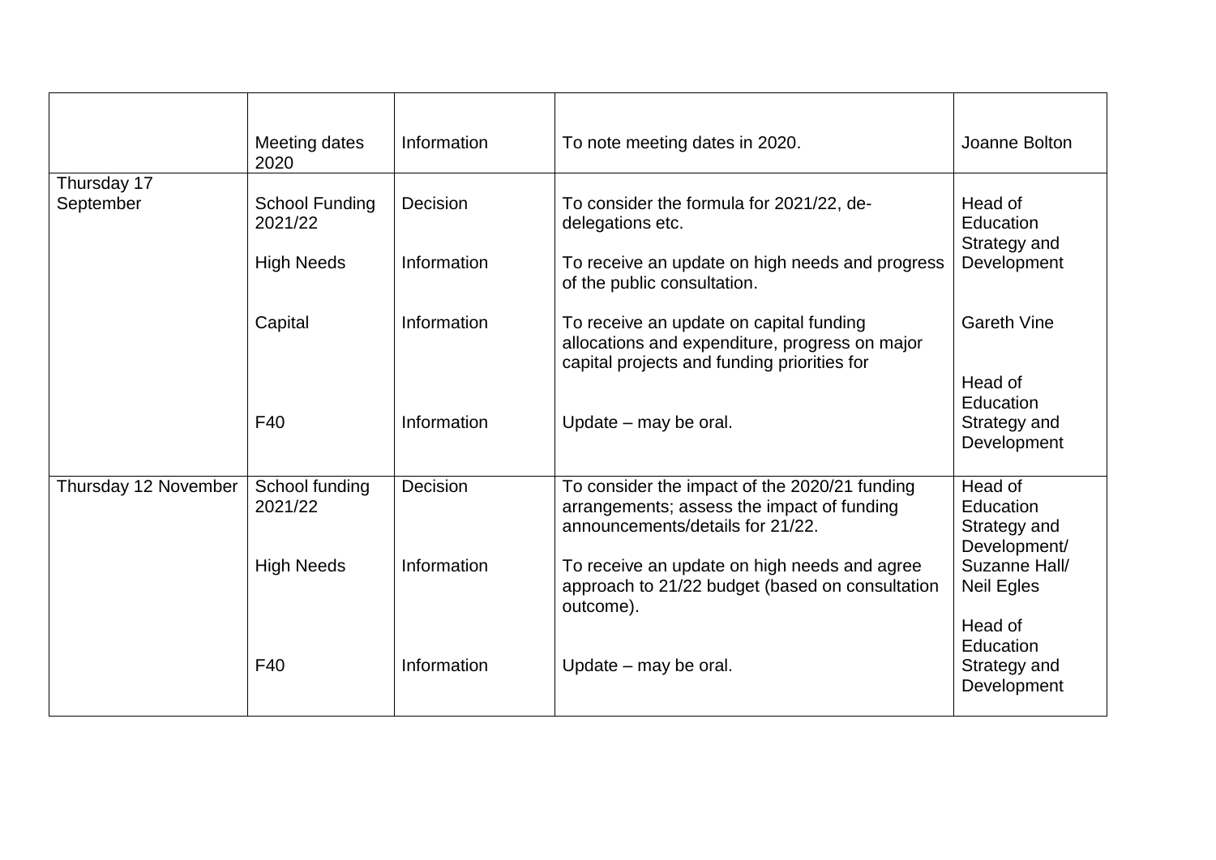| | | | | |
|---|---|---|---|---|
| | Meeting dates 2020 | Information | To note meeting dates in 2020. | Joanne Bolton |
| Thursday 17 September | School Funding 2021/22<br><br>High Needs<br><br>Capital<br><br>F40 | Decision<br><br>Information<br><br>Information<br><br>Information | To consider the formula for 2021/22, de-delegations etc.<br><br>To receive an update on high needs and progress of the public consultation.<br><br>To receive an update on capital funding allocations and expenditure, progress on major capital projects and funding priorities for<br><br>Update – may be oral. | Head of Education Strategy and Development<br><br>Gareth Vine<br><br>Head of Education Strategy and Development |
| Thursday 12 November | School funding 2021/22<br><br>High Needs<br><br>F40 | Decision<br><br>Information<br><br>Information | To consider the impact of the 2020/21 funding arrangements; assess the impact of funding announcements/details for 21/22.<br><br>To receive an update on high needs and agree approach to 21/22 budget (based on consultation outcome).<br><br>Update – may be oral. | Head of Education Strategy and Development/ Suzanne Hall/ Neil Egles<br><br>Head of Education Strategy and Development |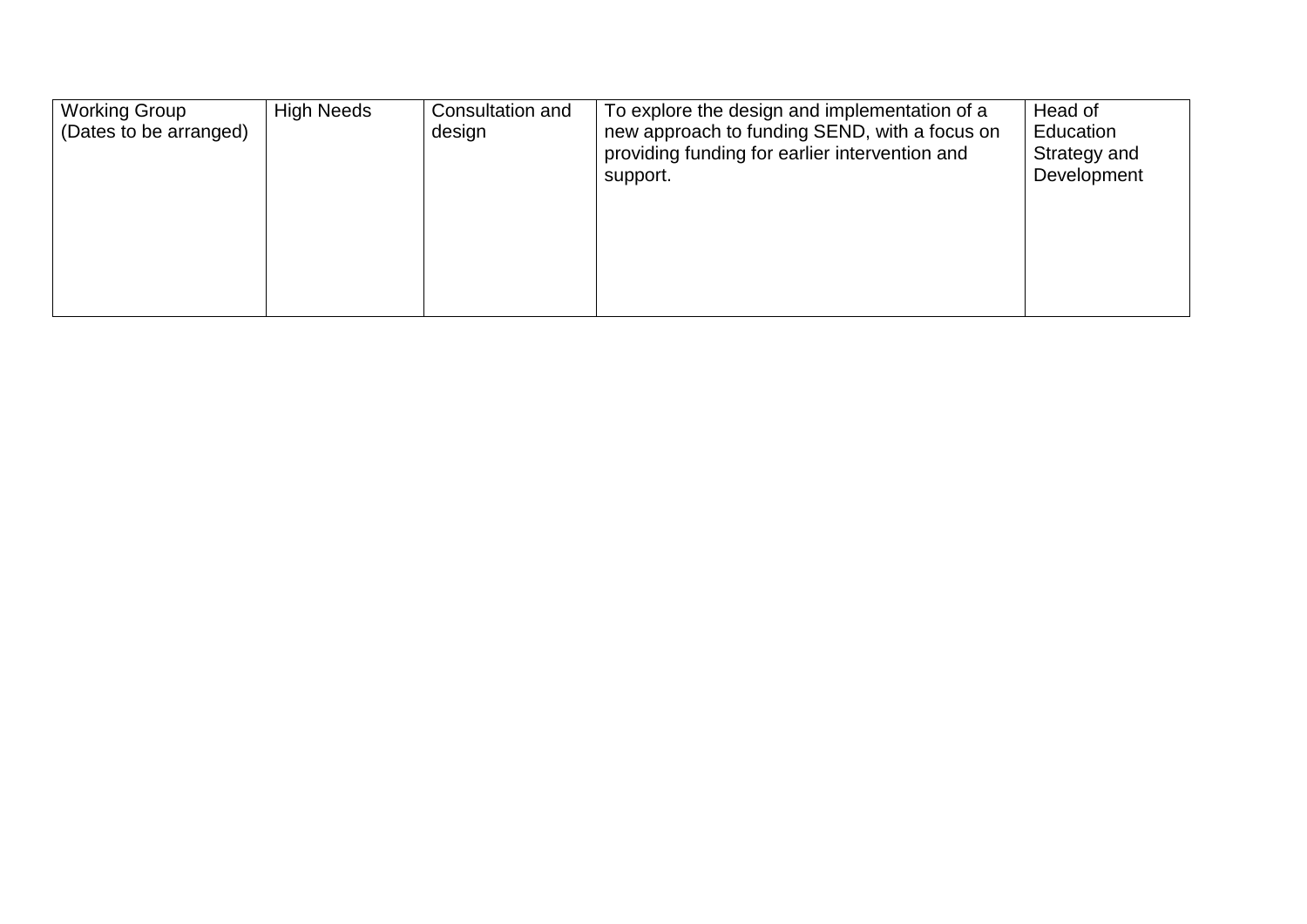| | | | | |
|---|---|---|---|---|
| Working Group (Dates to be arranged) | High Needs | Consultation and design | To explore the design and implementation of a new approach to funding SEND, with a focus on providing funding for earlier intervention and support. | Head of Education Strategy and Development |